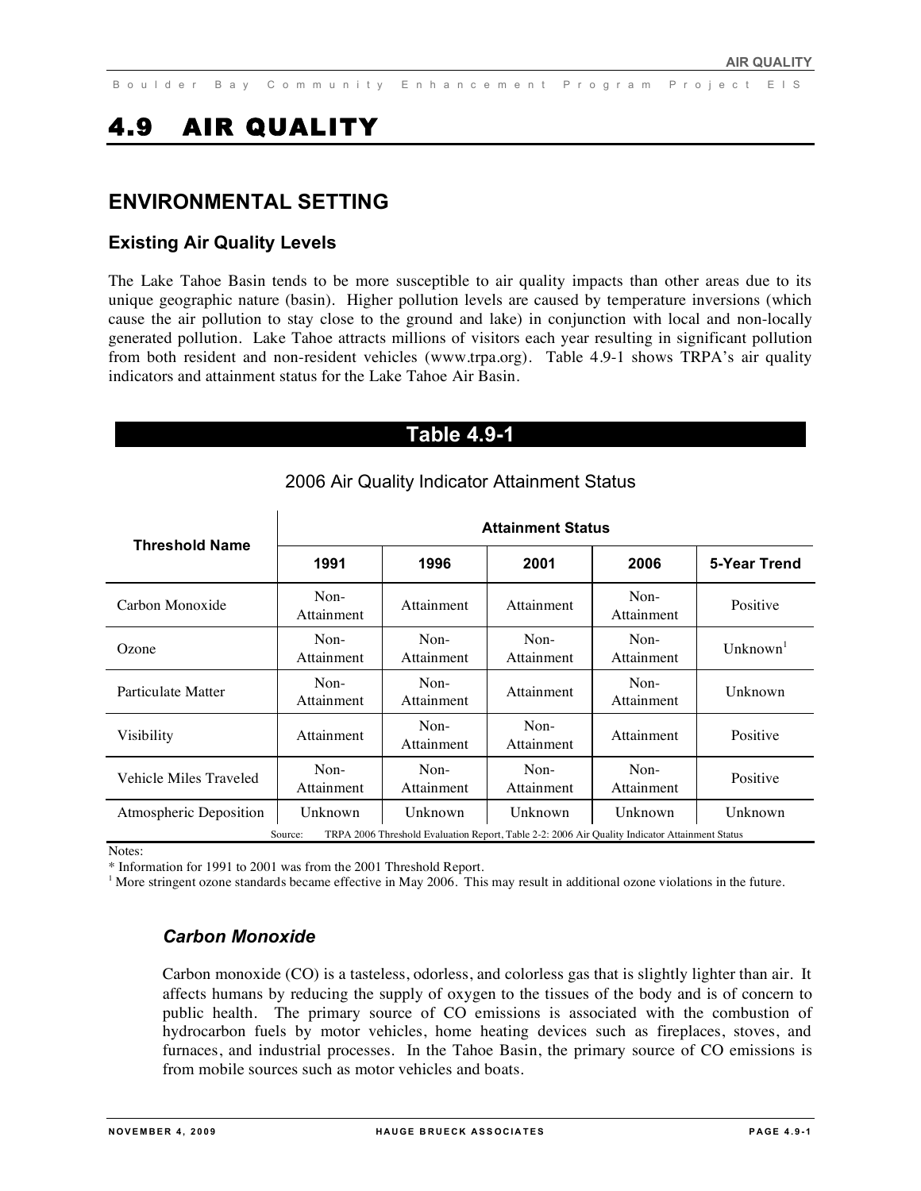# 4.9 AIR QUALITY

## ENVIRONMENTAL SETTING

### Existing Air Quality Levels

The Lake Tahoe Basin tends to be more susceptible to air quality impacts than other areas due to its unique geographic nature (basin). Higher pollution levels are caused by temperature inversions (which cause the air pollution to stay close to the ground and lake) in conjunction with local and non-locally generated pollution. Lake Tahoe attracts millions of visitors each year resulting in significant pollution from both resident and non-resident vehicles (www.trpa.org). Table 4.9-1 shows TRPA's air quality indicators and attainment status for the Lake Tahoe Air Basin.

**Table 4.9-1**

2006 Air Quality Indicator Attainment Status

| Threshold Name | Attainment Status | | | | |
|---|---|---|---|---|---|
| | 1991 | 1996 | 2001 | 2006 | 5-Year Trend |
| Carbon Monoxide | Non-Attainment | Attainment | Attainment | Non-Attainment | Positive |
| Ozone | Non-Attainment | Non-Attainment | Non-Attainment | Non-Attainment | Unknown[1] |
| Particulate Matter | Non-Attainment | Non-Attainment | Attainment | Non-Attainment | Unknown |
| Visibility | Attainment | Non-Attainment | Non-Attainment | Attainment | Positive |
| Vehicle Miles Traveled | Non-Attainment | Non-Attainment | Non-Attainment | Non-Attainment | Positive |
| Atmospheric Deposition | Unknown | Unknown | Unknown | Unknown | Unknown |

Source: TRPA 2006 Threshold Evaluation Report, Table 2-2: 2006 Air Quality Indicator Attainment Status

Notes:
* Information for 1991 to 2001 was from the 2001 Threshold Report.
[1] More stringent ozone standards became effective in May 2006. This may result in additional ozone violations in the future.

#### *Carbon Monoxide*

Carbon monoxide (CO) is a tasteless, odorless, and colorless gas that is slightly lighter than air. It affects humans by reducing the supply of oxygen to the tissues of the body and is of concern to public health. The primary source of CO emissions is associated with the combustion of hydrocarbon fuels by motor vehicles, home heating devices such as fireplaces, stoves, and furnaces, and industrial processes. In the Tahoe Basin, the primary source of CO emissions is from mobile sources such as motor vehicles and boats.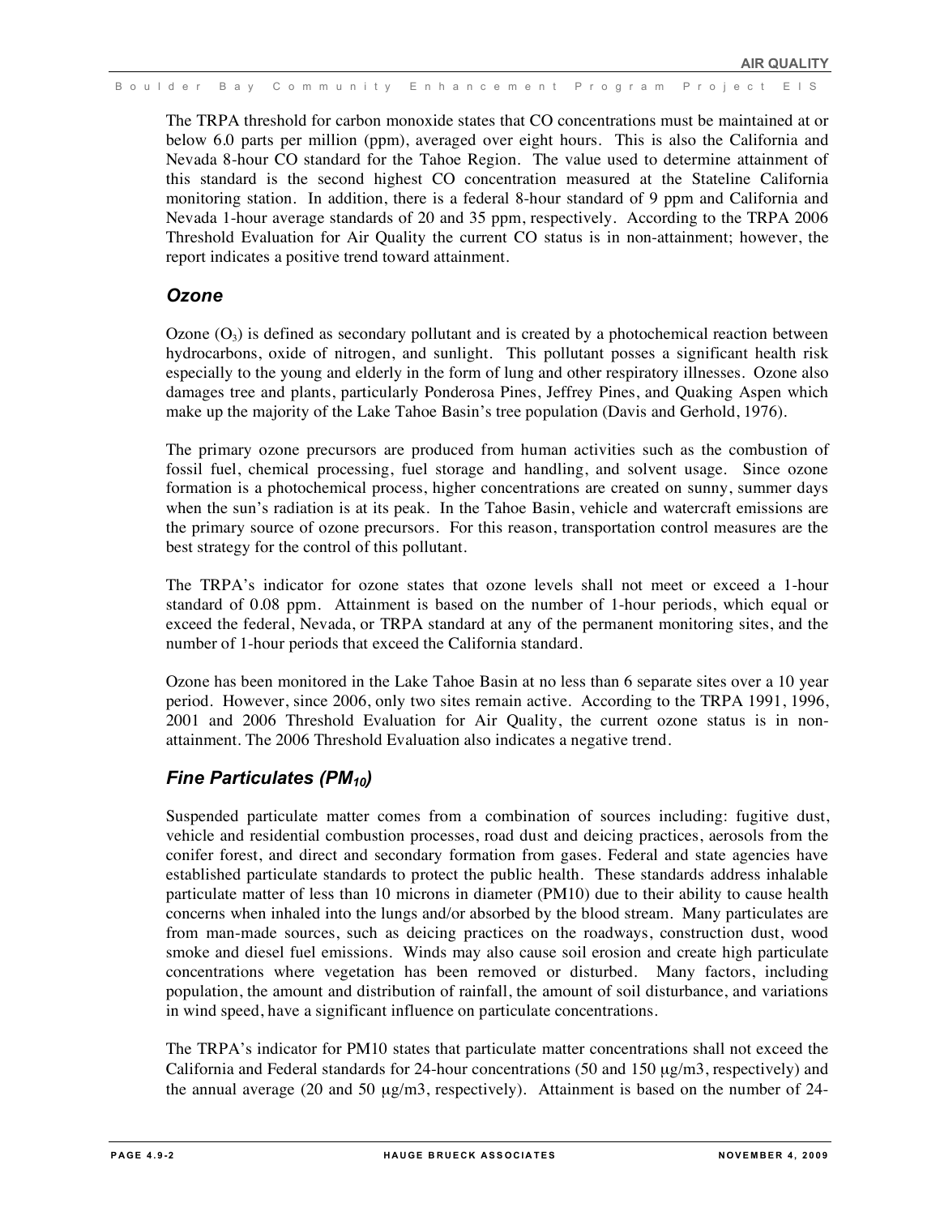The TRPA threshold for carbon monoxide states that CO concentrations must be maintained at or below 6.0 parts per million (ppm), averaged over eight hours. This is also the California and Nevada 8-hour CO standard for the Tahoe Region. The value used to determine attainment of this standard is the second highest CO concentration measured at the Stateline California monitoring station. In addition, there is a federal 8-hour standard of 9 ppm and California and Nevada 1-hour average standards of 20 and 35 ppm, respectively. According to the TRPA 2006 Threshold Evaluation for Air Quality the current CO status is in non-attainment; however, the report indicates a positive trend toward attainment.

### *Ozone*

Ozone ($O_3$) is defined as secondary pollutant and is created by a photochemical reaction between hydrocarbons, oxide of nitrogen, and sunlight. This pollutant posses a significant health risk especially to the young and elderly in the form of lung and other respiratory illnesses. Ozone also damages tree and plants, particularly Ponderosa Pines, Jeffrey Pines, and Quaking Aspen which make up the majority of the Lake Tahoe Basin's tree population (Davis and Gerhold, 1976).

The primary ozone precursors are produced from human activities such as the combustion of fossil fuel, chemical processing, fuel storage and handling, and solvent usage. Since ozone formation is a photochemical process, higher concentrations are created on sunny, summer days when the sun's radiation is at its peak. In the Tahoe Basin, vehicle and watercraft emissions are the primary source of ozone precursors. For this reason, transportation control measures are the best strategy for the control of this pollutant.

The TRPA's indicator for ozone states that ozone levels shall not meet or exceed a 1-hour standard of 0.08 ppm. Attainment is based on the number of 1-hour periods, which equal or exceed the federal, Nevada, or TRPA standard at any of the permanent monitoring sites, and the number of 1-hour periods that exceed the California standard.

Ozone has been monitored in the Lake Tahoe Basin at no less than 6 separate sites over a 10 year period. However, since 2006, only two sites remain active. According to the TRPA 1991, 1996, 2001 and 2006 Threshold Evaluation for Air Quality, the current ozone status is in non-attainment. The 2006 Threshold Evaluation also indicates a negative trend.

### *Fine Particulates ($PM_{10}$)*

Suspended particulate matter comes from a combination of sources including: fugitive dust, vehicle and residential combustion processes, road dust and deicing practices, aerosols from the conifer forest, and direct and secondary formation from gases. Federal and state agencies have established particulate standards to protect the public health. These standards address inhalable particulate matter of less than 10 microns in diameter (PM10) due to their ability to cause health concerns when inhaled into the lungs and/or absorbed by the blood stream. Many particulates are from man-made sources, such as deicing practices on the roadways, construction dust, wood smoke and diesel fuel emissions. Winds may also cause soil erosion and create high particulate concentrations where vegetation has been removed or disturbed. Many factors, including population, the amount and distribution of rainfall, the amount of soil disturbance, and variations in wind speed, have a significant influence on particulate concentrations.

The TRPA's indicator for PM10 states that particulate matter concentrations shall not exceed the California and Federal standards for 24-hour concentrations (50 and 150 μg/m3, respectively) and the annual average (20 and 50 μg/m3, respectively). Attainment is based on the number of 24-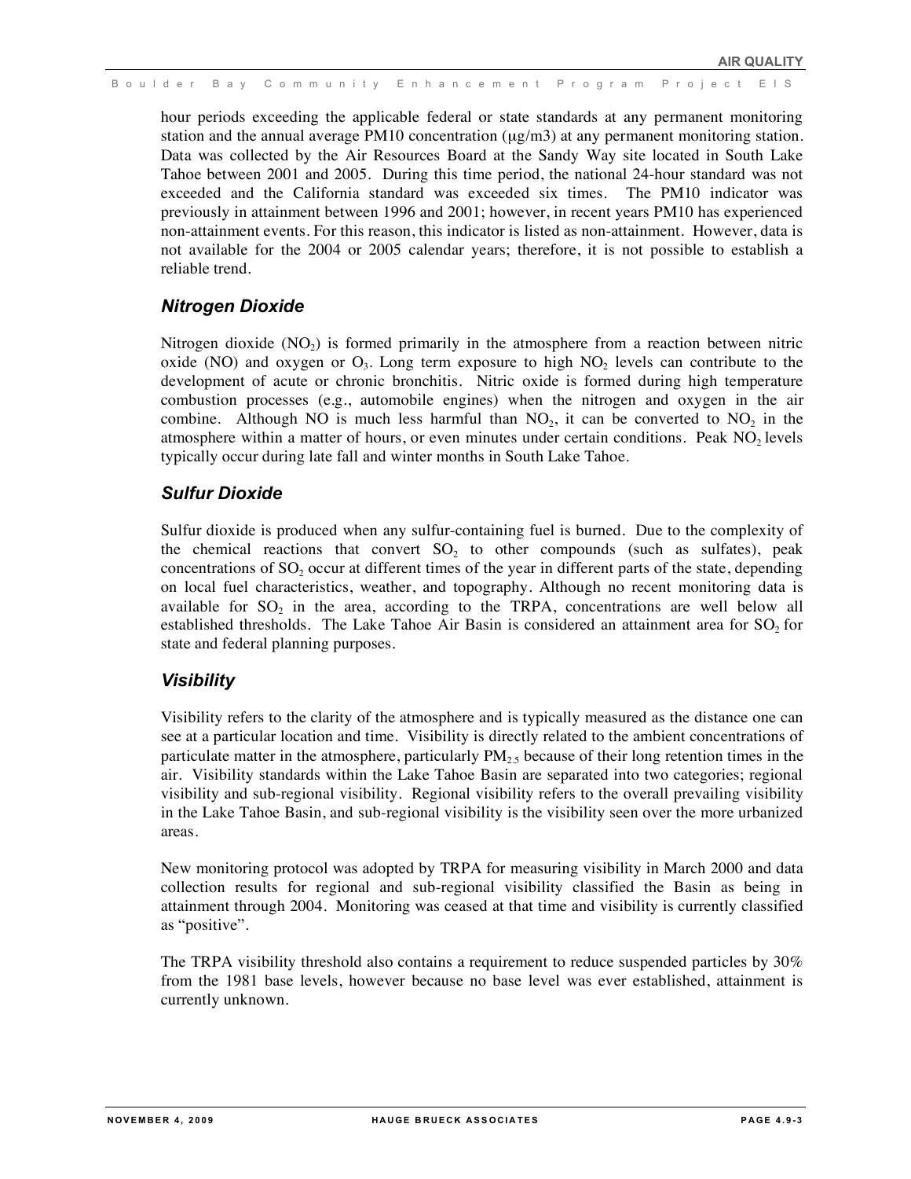hour periods exceeding the applicable federal or state standards at any permanent monitoring station and the annual average PM10 concentration (μg/m3) at any permanent monitoring station. Data was collected by the Air Resources Board at the Sandy Way site located in South Lake Tahoe between 2001 and 2005. During this time period, the national 24-hour standard was not exceeded and the California standard was exceeded six times. The PM10 indicator was previously in attainment between 1996 and 2001; however, in recent years PM10 has experienced non-attainment events. For this reason, this indicator is listed as non-attainment. However, data is not available for the 2004 or 2005 calendar years; therefore, it is not possible to establish a reliable trend.

### *Nitrogen Dioxide*

Nitrogen dioxide ($NO_2$) is formed primarily in the atmosphere from a reaction between nitric oxide (NO) and oxygen or $O_3$. Long term exposure to high $NO_2$ levels can contribute to the development of acute or chronic bronchitis. Nitric oxide is formed during high temperature combustion processes (e.g., automobile engines) when the nitrogen and oxygen in the air combine. Although NO is much less harmful than $NO_2$, it can be converted to $NO_2$ in the atmosphere within a matter of hours, or even minutes under certain conditions. Peak $NO_2$ levels typically occur during late fall and winter months in South Lake Tahoe.

### *Sulfur Dioxide*

Sulfur dioxide is produced when any sulfur-containing fuel is burned. Due to the complexity of the chemical reactions that convert $SO_2$ to other compounds (such as sulfates), peak concentrations of $SO_2$ occur at different times of the year in different parts of the state, depending on local fuel characteristics, weather, and topography. Although no recent monitoring data is available for $SO_2$ in the area, according to the TRPA, concentrations are well below all established thresholds. The Lake Tahoe Air Basin is considered an attainment area for $SO_2$ for state and federal planning purposes.

### *Visibility*

Visibility refers to the clarity of the atmosphere and is typically measured as the distance one can see at a particular location and time. Visibility is directly related to the ambient concentrations of particulate matter in the atmosphere, particularly $PM_{2.5}$ because of their long retention times in the air. Visibility standards within the Lake Tahoe Basin are separated into two categories; regional visibility and sub-regional visibility. Regional visibility refers to the overall prevailing visibility in the Lake Tahoe Basin, and sub-regional visibility is the visibility seen over the more urbanized areas.

New monitoring protocol was adopted by TRPA for measuring visibility in March 2000 and data collection results for regional and sub-regional visibility classified the Basin as being in attainment through 2004. Monitoring was ceased at that time and visibility is currently classified as "positive".

The TRPA visibility threshold also contains a requirement to reduce suspended particles by 30% from the 1981 base levels, however because no base level was ever established, attainment is currently unknown.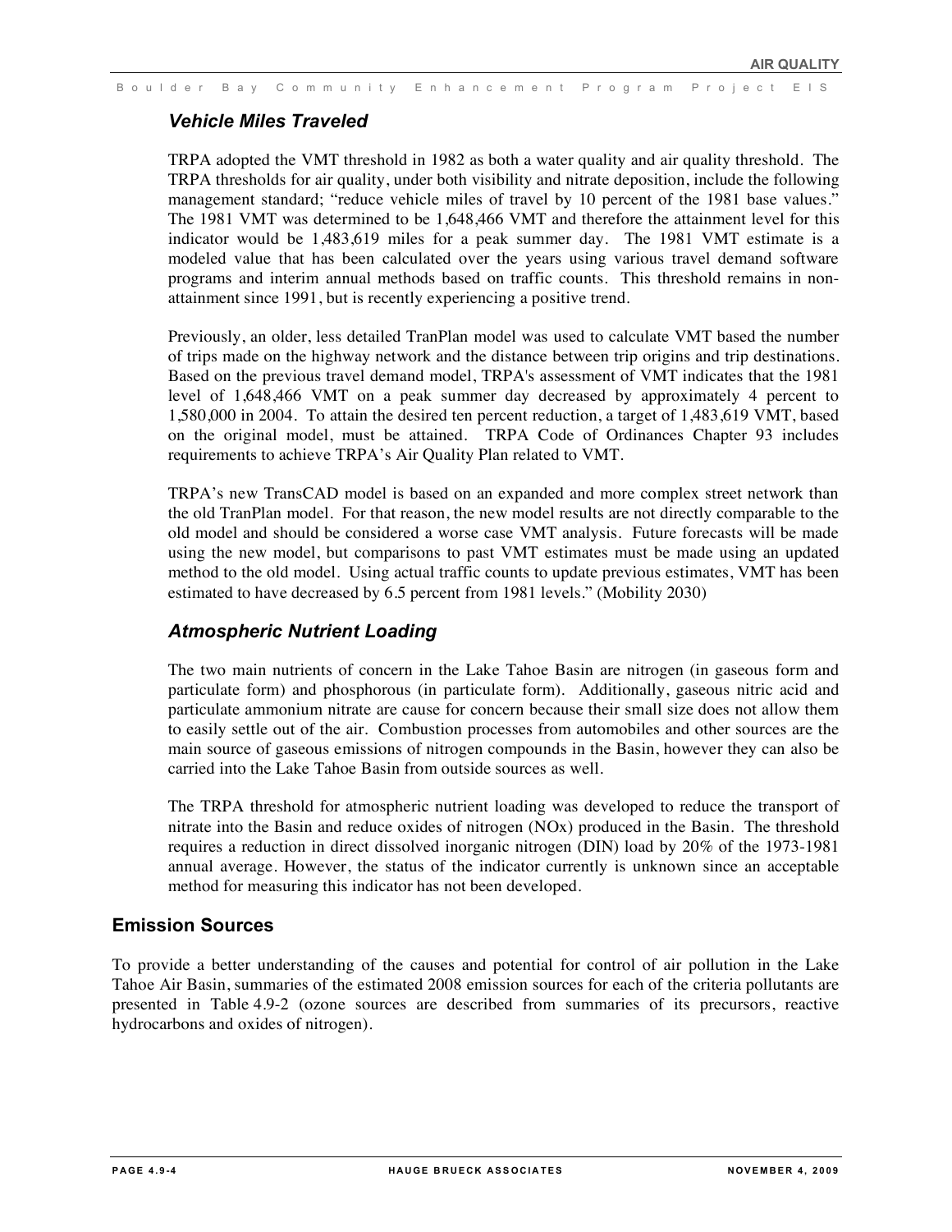### *Vehicle Miles Traveled*

TRPA adopted the VMT threshold in 1982 as both a water quality and air quality threshold. The TRPA thresholds for air quality, under both visibility and nitrate deposition, include the following management standard; "reduce vehicle miles of travel by 10 percent of the 1981 base values." The 1981 VMT was determined to be 1,648,466 VMT and therefore the attainment level for this indicator would be 1,483,619 miles for a peak summer day. The 1981 VMT estimate is a modeled value that has been calculated over the years using various travel demand software programs and interim annual methods based on traffic counts. This threshold remains in non-attainment since 1991, but is recently experiencing a positive trend.

Previously, an older, less detailed TranPlan model was used to calculate VMT based the number of trips made on the highway network and the distance between trip origins and trip destinations. Based on the previous travel demand model, TRPA's assessment of VMT indicates that the 1981 level of 1,648,466 VMT on a peak summer day decreased by approximately 4 percent to 1,580,000 in 2004. To attain the desired ten percent reduction, a target of 1,483,619 VMT, based on the original model, must be attained. TRPA Code of Ordinances Chapter 93 includes requirements to achieve TRPA's Air Quality Plan related to VMT.

TRPA's new TransCAD model is based on an expanded and more complex street network than the old TranPlan model. For that reason, the new model results are not directly comparable to the old model and should be considered a worse case VMT analysis. Future forecasts will be made using the new model, but comparisons to past VMT estimates must be made using an updated method to the old model. Using actual traffic counts to update previous estimates, VMT has been estimated to have decreased by 6.5 percent from 1981 levels." (Mobility 2030)

### *Atmospheric Nutrient Loading*

The two main nutrients of concern in the Lake Tahoe Basin are nitrogen (in gaseous form and particulate form) and phosphorous (in particulate form). Additionally, gaseous nitric acid and particulate ammonium nitrate are cause for concern because their small size does not allow them to easily settle out of the air. Combustion processes from automobiles and other sources are the main source of gaseous emissions of nitrogen compounds in the Basin, however they can also be carried into the Lake Tahoe Basin from outside sources as well.

The TRPA threshold for atmospheric nutrient loading was developed to reduce the transport of nitrate into the Basin and reduce oxides of nitrogen (NOx) produced in the Basin. The threshold requires a reduction in direct dissolved inorganic nitrogen (DIN) load by 20% of the 1973-1981 annual average. However, the status of the indicator currently is unknown since an acceptable method for measuring this indicator has not been developed.

## Emission Sources

To provide a better understanding of the causes and potential for control of air pollution in the Lake Tahoe Air Basin, summaries of the estimated 2008 emission sources for each of the criteria pollutants are presented in Table 4.9-2 (ozone sources are described from summaries of its precursors, reactive hydrocarbons and oxides of nitrogen).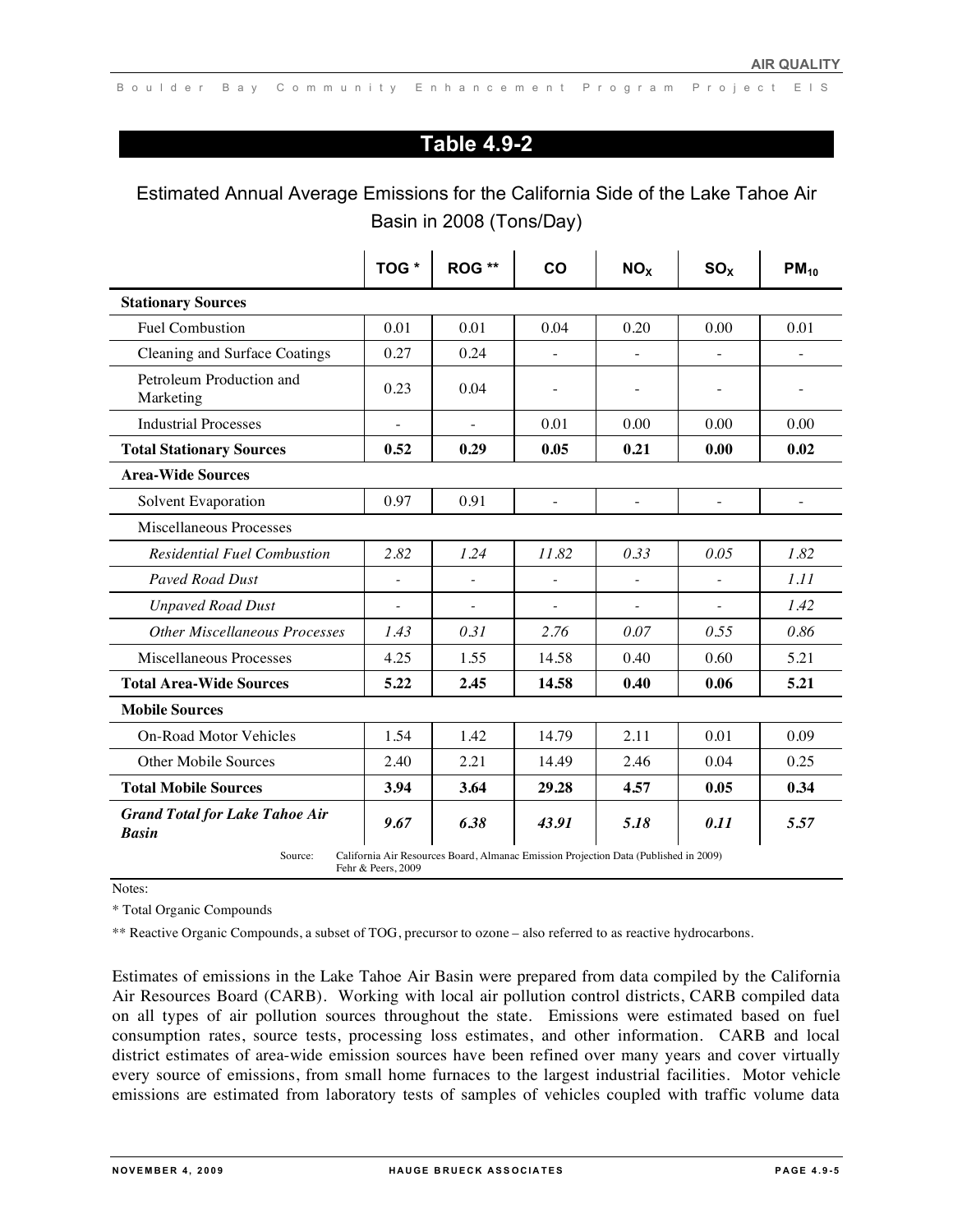## Table 4.9-2

### Estimated Annual Average Emissions for the California Side of the Lake Tahoe Air Basin in 2008 (Tons/Day)

| | TOG * | ROG ** | CO | $NO_X$ | $SO_X$ | $PM_{10}$ |
|---|---|---|---|---|---|---|
| **Stationary Sources** | | | | | | |
| Fuel Combustion | 0.01 | 0.01 | 0.04 | 0.20 | 0.00 | 0.01 |
| Cleaning and Surface Coatings | 0.27 | 0.24 | - | - | - | - |
| Petroleum Production and Marketing | 0.23 | 0.04 | - | - | - | - |
| Industrial Processes | - | - | 0.01 | 0.00 | 0.00 | 0.00 |
| **Total Stationary Sources** | **0.52** | **0.29** | **0.05** | **0.21** | **0.00** | **0.02** |
| **Area-Wide Sources** | | | | | | |
| Solvent Evaporation | 0.97 | 0.91 | - | - | - | - |
| Miscellaneous Processes | | | | | | |
| *Residential Fuel Combustion* | *2.82* | *1.24* | *11.82* | *0.33* | *0.05* | *1.82* |
| *Paved Road Dust* | - | - | - | - | - | *1.11* |
| *Unpaved Road Dust* | - | - | - | - | - | *1.42* |
| *Other Miscellaneous Processes* | *1.43* | *0.31* | *2.76* | *0.07* | *0.55* | *0.86* |
| Miscellaneous Processes | 4.25 | 1.55 | 14.58 | 0.40 | 0.60 | 5.21 |
| **Total Area-Wide Sources** | **5.22** | **2.45** | **14.58** | **0.40** | **0.06** | **5.21** |
| **Mobile Sources** | | | | | | |
| On-Road Motor Vehicles | 1.54 | 1.42 | 14.79 | 2.11 | 0.01 | 0.09 |
| Other Mobile Sources | 2.40 | 2.21 | 14.49 | 2.46 | 0.04 | 0.25 |
| **Total Mobile Sources** | **3.94** | **3.64** | **29.28** | **4.57** | **0.05** | **0.34** |
| ***Grand Total for Lake Tahoe Air Basin*** | ***9.67*** | ***6.38*** | ***43.91*** | ***5.18*** | ***0.11*** | ***5.57*** |

Source: California Air Resources Board, Almanac Emission Projection Data (Published in 2009) Fehr & Peers, 2009

Notes:

\* Total Organic Compounds

** Reactive Organic Compounds, a subset of TOG, precursor to ozone – also referred to as reactive hydrocarbons.

Estimates of emissions in the Lake Tahoe Air Basin were prepared from data compiled by the California Air Resources Board (CARB). Working with local air pollution control districts, CARB compiled data on all types of air pollution sources throughout the state. Emissions were estimated based on fuel consumption rates, source tests, processing loss estimates, and other information. CARB and local district estimates of area-wide emission sources have been refined over many years and cover virtually every source of emissions, from small home furnaces to the largest industrial facilities. Motor vehicle emissions are estimated from laboratory tests of samples of vehicles coupled with traffic volume data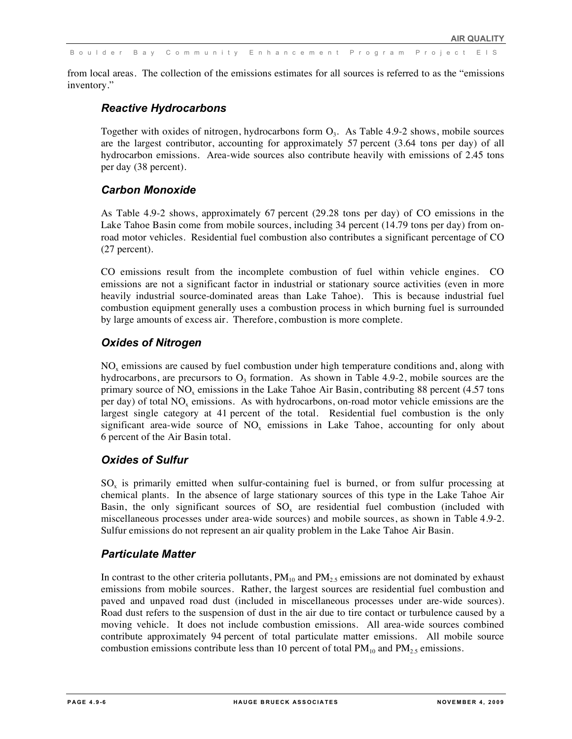from local areas. The collection of the emissions estimates for all sources is referred to as the "emissions inventory."

### *Reactive Hydrocarbons*

Together with oxides of nitrogen, hydrocarbons form $O_3$. As Table 4.9-2 shows, mobile sources are the largest contributor, accounting for approximately 57 percent (3.64 tons per day) of all hydrocarbon emissions. Area-wide sources also contribute heavily with emissions of 2.45 tons per day (38 percent).

### *Carbon Monoxide*

As Table 4.9-2 shows, approximately 67 percent (29.28 tons per day) of CO emissions in the Lake Tahoe Basin come from mobile sources, including 34 percent (14.79 tons per day) from on-road motor vehicles. Residential fuel combustion also contributes a significant percentage of CO (27 percent).

CO emissions result from the incomplete combustion of fuel within vehicle engines. CO emissions are not a significant factor in industrial or stationary source activities (even in more heavily industrial source-dominated areas than Lake Tahoe). This is because industrial fuel combustion equipment generally uses a combustion process in which burning fuel is surrounded by large amounts of excess air. Therefore, combustion is more complete.

### *Oxides of Nitrogen*

$NO_x$ emissions are caused by fuel combustion under high temperature conditions and, along with hydrocarbons, are precursors to $O_3$ formation. As shown in Table 4.9-2, mobile sources are the primary source of $NO_x$ emissions in the Lake Tahoe Air Basin, contributing 88 percent (4.57 tons per day) of total $NO_x$ emissions. As with hydrocarbons, on-road motor vehicle emissions are the largest single category at 41 percent of the total. Residential fuel combustion is the only significant area-wide source of $NO_x$ emissions in Lake Tahoe, accounting for only about 6 percent of the Air Basin total.

### *Oxides of Sulfur*

$SO_x$ is primarily emitted when sulfur-containing fuel is burned, or from sulfur processing at chemical plants. In the absence of large stationary sources of this type in the Lake Tahoe Air Basin, the only significant sources of $SO_x$ are residential fuel combustion (included with miscellaneous processes under area-wide sources) and mobile sources, as shown in Table 4.9-2. Sulfur emissions do not represent an air quality problem in the Lake Tahoe Air Basin.

### *Particulate Matter*

In contrast to the other criteria pollutants, $PM_{10}$ and $PM_{2.5}$ emissions are not dominated by exhaust emissions from mobile sources. Rather, the largest sources are residential fuel combustion and paved and unpaved road dust (included in miscellaneous processes under are-wide sources). Road dust refers to the suspension of dust in the air due to tire contact or turbulence caused by a moving vehicle. It does not include combustion emissions. All area-wide sources combined contribute approximately 94 percent of total particulate matter emissions. All mobile source combustion emissions contribute less than 10 percent of total $PM_{10}$ and $PM_{2.5}$ emissions.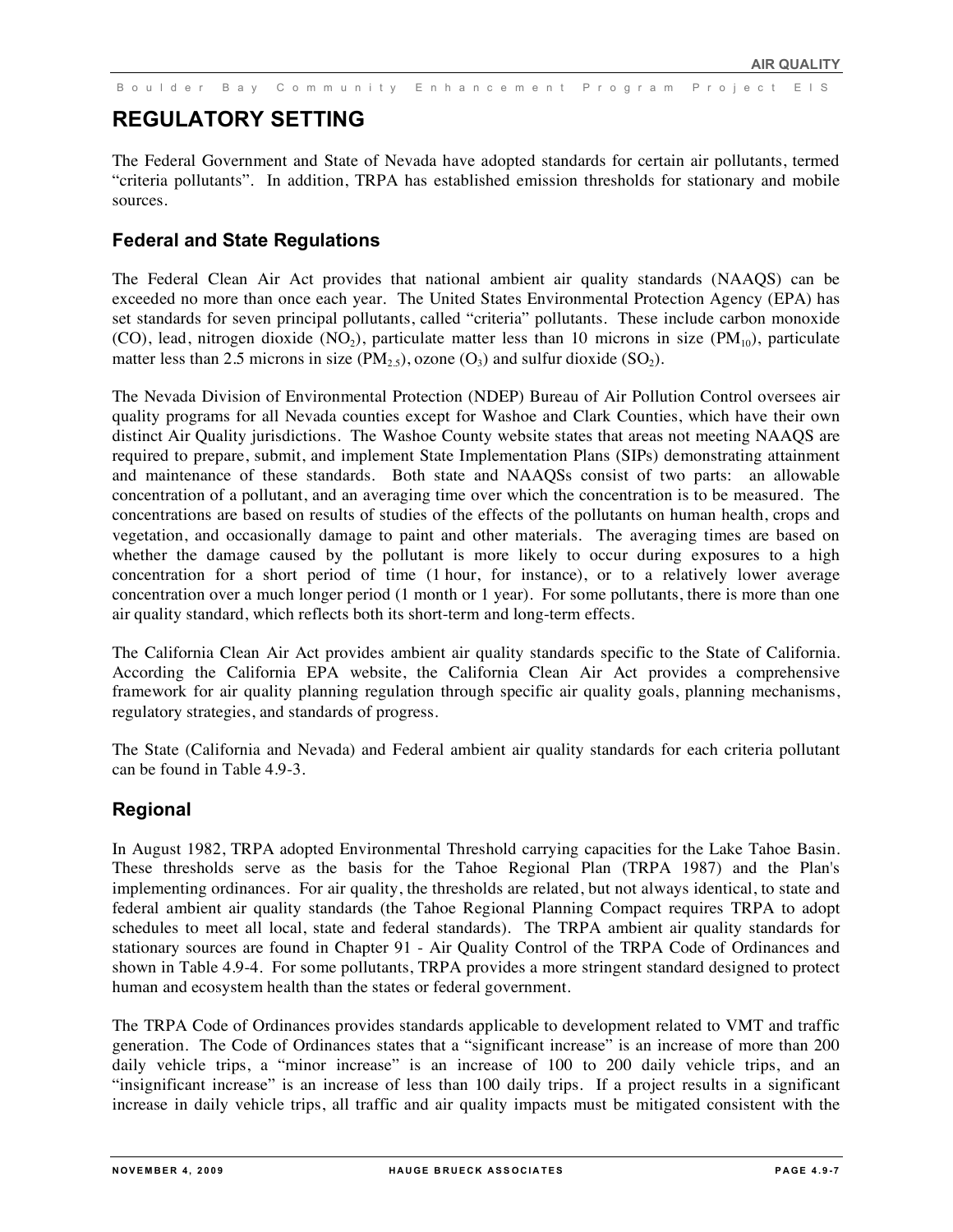## REGULATORY SETTING

The Federal Government and State of Nevada have adopted standards for certain air pollutants, termed "criteria pollutants". In addition, TRPA has established emission thresholds for stationary and mobile sources.

### Federal and State Regulations

The Federal Clean Air Act provides that national ambient air quality standards (NAAQS) can be exceeded no more than once each year. The United States Environmental Protection Agency (EPA) has set standards for seven principal pollutants, called "criteria" pollutants. These include carbon monoxide (CO), lead, nitrogen dioxide ($NO_2$), particulate matter less than 10 microns in size ($PM_{10}$), particulate matter less than 2.5 microns in size ($PM_{2.5}$), ozone ($O_3$) and sulfur dioxide ($SO_2$).

The Nevada Division of Environmental Protection (NDEP) Bureau of Air Pollution Control oversees air quality programs for all Nevada counties except for Washoe and Clark Counties, which have their own distinct Air Quality jurisdictions. The Washoe County website states that areas not meeting NAAQS are required to prepare, submit, and implement State Implementation Plans (SIPs) demonstrating attainment and maintenance of these standards. Both state and NAAQSs consist of two parts: an allowable concentration of a pollutant, and an averaging time over which the concentration is to be measured. The concentrations are based on results of studies of the effects of the pollutants on human health, crops and vegetation, and occasionally damage to paint and other materials. The averaging times are based on whether the damage caused by the pollutant is more likely to occur during exposures to a high concentration for a short period of time (1 hour, for instance), or to a relatively lower average concentration over a much longer period (1 month or 1 year). For some pollutants, there is more than one air quality standard, which reflects both its short-term and long-term effects.

The California Clean Air Act provides ambient air quality standards specific to the State of California. According the California EPA website, the California Clean Air Act provides a comprehensive framework for air quality planning regulation through specific air quality goals, planning mechanisms, regulatory strategies, and standards of progress.

The State (California and Nevada) and Federal ambient air quality standards for each criteria pollutant can be found in Table 4.9-3.

### Regional

In August 1982, TRPA adopted Environmental Threshold carrying capacities for the Lake Tahoe Basin. These thresholds serve as the basis for the Tahoe Regional Plan (TRPA 1987) and the Plan's implementing ordinances. For air quality, the thresholds are related, but not always identical, to state and federal ambient air quality standards (the Tahoe Regional Planning Compact requires TRPA to adopt schedules to meet all local, state and federal standards). The TRPA ambient air quality standards for stationary sources are found in Chapter 91 - Air Quality Control of the TRPA Code of Ordinances and shown in Table 4.9-4. For some pollutants, TRPA provides a more stringent standard designed to protect human and ecosystem health than the states or federal government.

The TRPA Code of Ordinances provides standards applicable to development related to VMT and traffic generation. The Code of Ordinances states that a "significant increase" is an increase of more than 200 daily vehicle trips, a "minor increase" is an increase of 100 to 200 daily vehicle trips, and an "insignificant increase" is an increase of less than 100 daily trips. If a project results in a significant increase in daily vehicle trips, all traffic and air quality impacts must be mitigated consistent with the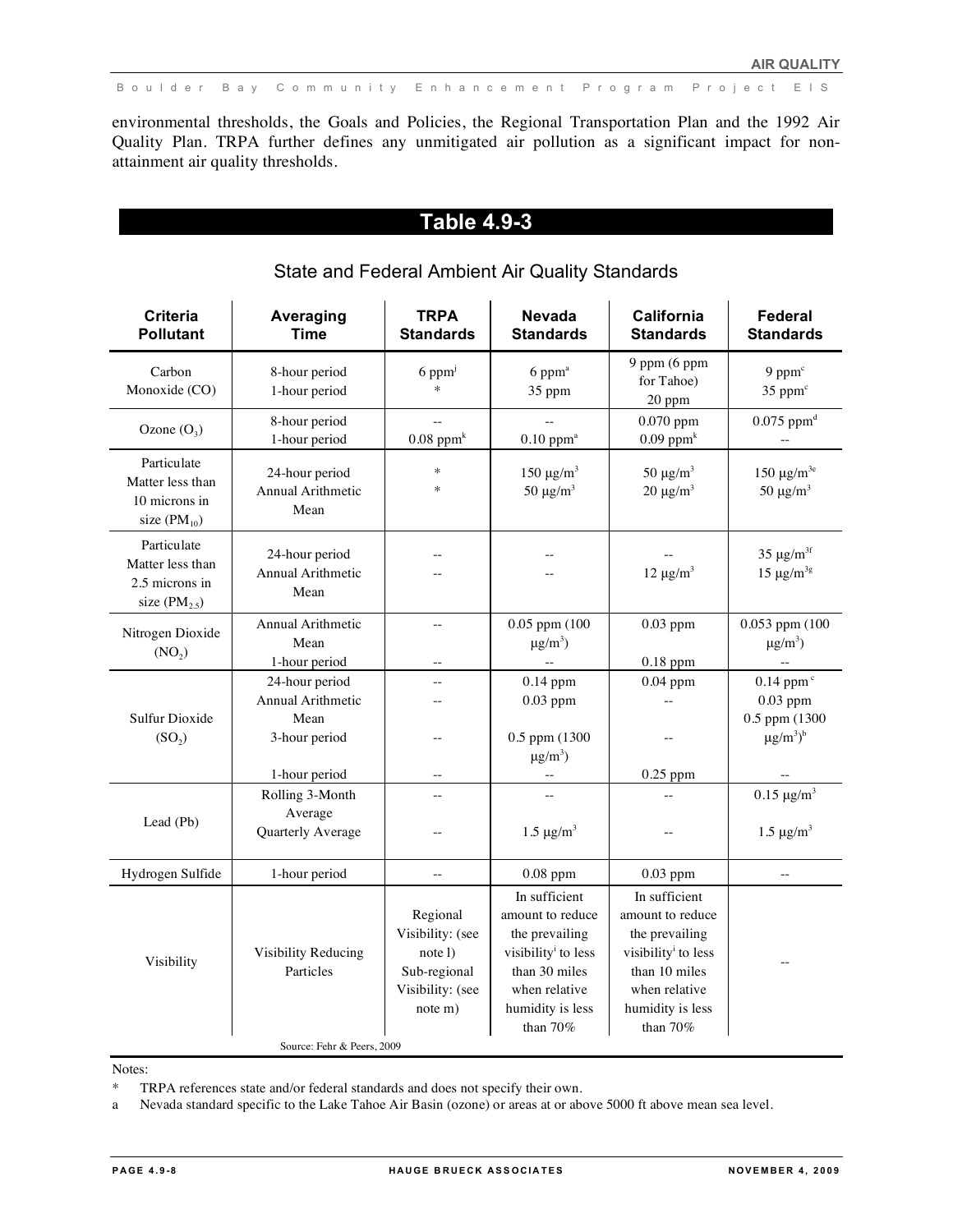environmental thresholds, the Goals and Policies, the Regional Transportation Plan and the 1992 Air Quality Plan. TRPA further defines any unmitigated air pollution as a significant impact for non-attainment air quality thresholds.

## Table 4.9-3

### State and Federal Ambient Air Quality Standards

| Criteria Pollutant | Averaging Time | TRPA Standards | Nevada Standards | California Standards | Federal Standards |
|---|---|---|---|---|---|
| Carbon Monoxide (CO) | 8-hour period<br>1-hour period | 6 ppm[j]<br>* | 6 ppm[a]<br>35 ppm | 9 ppm (6 ppm for Tahoe)<br>20 ppm | 9 ppm[c]<br>35 ppm[c] |
| Ozone ($O_3$) | 8-hour period<br>1-hour period | --<br>0.08 ppm[k] | --<br>0.10 ppm[a] | 0.070 ppm<br>0.09 ppm[k] | 0.075 ppm[d]<br>-- |
| Particulate Matter less than 10 microns in size ($PM_{10}$) | 24-hour period<br>Annual Arithmetic Mean | *<br>* | 150 μg/m$^3$<br>50 μg/m$^3$ | 50 μg/m$^3$<br>20 μg/m$^3$ | 150 μg/m$^3$[e]<br>50 μg/m$^3$ |
| Particulate Matter less than 2.5 microns in size ($PM_{2.5}$) | 24-hour period<br>Annual Arithmetic Mean | --<br>-- | --<br>-- | --<br>12 μg/m$^3$ | 35 μg/m$^3$[f]<br>15 μg/m$^3$[g] |
| Nitrogen Dioxide ($NO_2$) | Annual Arithmetic Mean<br>1-hour period | --<br>-- | 0.05 ppm (100 μg/m$^3$)<br>-- | 0.03 ppm<br>0.18 ppm | 0.053 ppm (100 μg/m$^3$)<br>-- |
| Sulfur Dioxide ($SO_2$) | 24-hour period<br>Annual Arithmetic Mean<br>3-hour period<br>1-hour period | --<br>--<br>--<br>-- | 0.14 ppm<br>0.03 ppm<br>0.5 ppm (1300 μg/m$^3$)<br>-- | 0.04 ppm<br>--<br>--<br>0.25 ppm | 0.14 ppm[c]<br>0.03 ppm<br>0.5 ppm (1300 μg/m$^3$)[b]<br>-- |
| Lead (Pb) | Rolling 3-Month Average<br>Quarterly Average | --<br>-- | --<br>1.5 μg/m$^3$ | --<br>-- | 0.15 μg/m$^3$<br>1.5 μg/m$^3$ |
| Hydrogen Sulfide | 1-hour period | -- | 0.08 ppm | 0.03 ppm | -- |
| Visibility | Visibility Reducing Particles | Regional Visibility: (see note l)<br>Sub-regional Visibility: (see note m) | In sufficient amount to reduce the prevailing visibility[i] to less than 30 miles when relative humidity is less than 70% | In sufficient amount to reduce the prevailing visibility[i] to less than 10 miles when relative humidity is less than 70% | -- |

Source: Fehr & Peers, 2009

Notes:

\* TRPA references state and/or federal standards and does not specify their own.

a Nevada standard specific to the Lake Tahoe Air Basin (ozone) or areas at or above 5000 ft above mean sea level.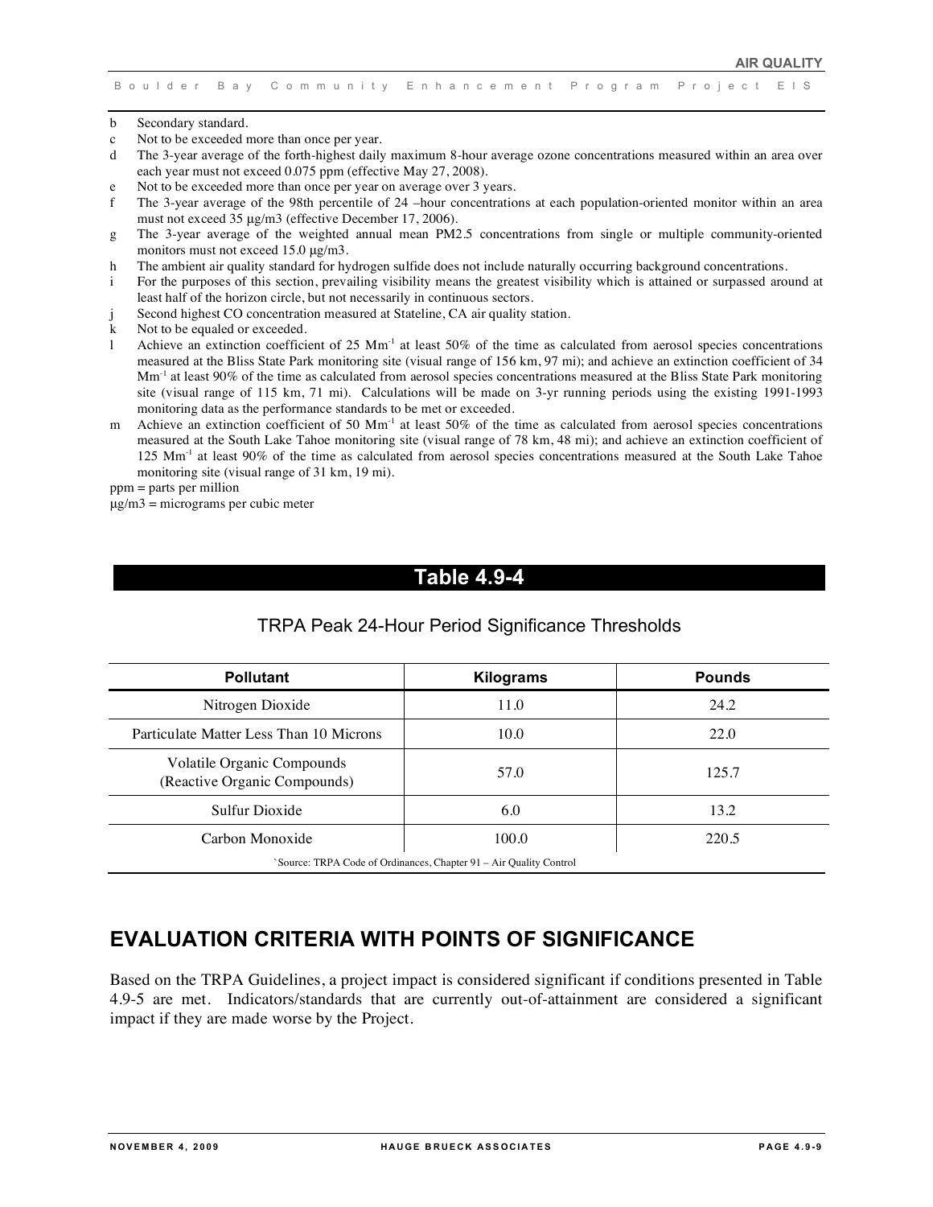b Secondary standard.

c Not to be exceeded more than once per year.

d The 3-year average of the forth-highest daily maximum 8-hour average ozone concentrations measured within an area over each year must not exceed 0.075 ppm (effective May 27, 2008).

e Not to be exceeded more than once per year on average over 3 years.

f The 3-year average of the 98th percentile of 24 –hour concentrations at each population-oriented monitor within an area must not exceed 35 μg/m3 (effective December 17, 2006).

g The 3-year average of the weighted annual mean PM2.5 concentrations from single or multiple community-oriented monitors must not exceed 15.0 μg/m3.

h The ambient air quality standard for hydrogen sulfide does not include naturally occurring background concentrations.

i For the purposes of this section, prevailing visibility means the greatest visibility which is attained or surpassed around at least half of the horizon circle, but not necessarily in continuous sectors.

j Second highest CO concentration measured at Stateline, CA air quality station.

k Not to be equaled or exceeded.

l Achieve an extinction coefficient of 25 $Mm^{-1}$ at least 50% of the time as calculated from aerosol species concentrations measured at the Bliss State Park monitoring site (visual range of 156 km, 97 mi); and achieve an extinction coefficient of 34 $Mm^{-1}$ at least 90% of the time as calculated from aerosol species concentrations measured at the Bliss State Park monitoring site (visual range of 115 km, 71 mi). Calculations will be made on 3-yr running periods using the existing 1991-1993 monitoring data as the performance standards to be met or exceeded.

m Achieve an extinction coefficient of 50 $Mm^{-1}$ at least 50% of the time as calculated from aerosol species concentrations measured at the South Lake Tahoe monitoring site (visual range of 78 km, 48 mi); and achieve an extinction coefficient of 125 $Mm^{-1}$ at least 90% of the time as calculated from aerosol species concentrations measured at the South Lake Tahoe monitoring site (visual range of 31 km, 19 mi).

ppm = parts per million

μg/m3 = micrograms per cubic meter

## Table 4.9-4

### TRPA Peak 24-Hour Period Significance Thresholds

| Pollutant | Kilograms | Pounds |
|---|---|---|
| Nitrogen Dioxide | 11.0 | 24.2 |
| Particulate Matter Less Than 10 Microns | 10.0 | 22.0 |
| Volatile Organic Compounds (Reactive Organic Compounds) | 57.0 | 125.7 |
| Sulfur Dioxide | 6.0 | 13.2 |
| Carbon Monoxide | 100.0 | 220.5 |

`Source: TRPA Code of Ordinances, Chapter 91 – Air Quality Control

## EVALUATION CRITERIA WITH POINTS OF SIGNIFICANCE

Based on the TRPA Guidelines, a project impact is considered significant if conditions presented in Table 4.9-5 are met. Indicators/standards that are currently out-of-attainment are considered a significant impact if they are made worse by the Project.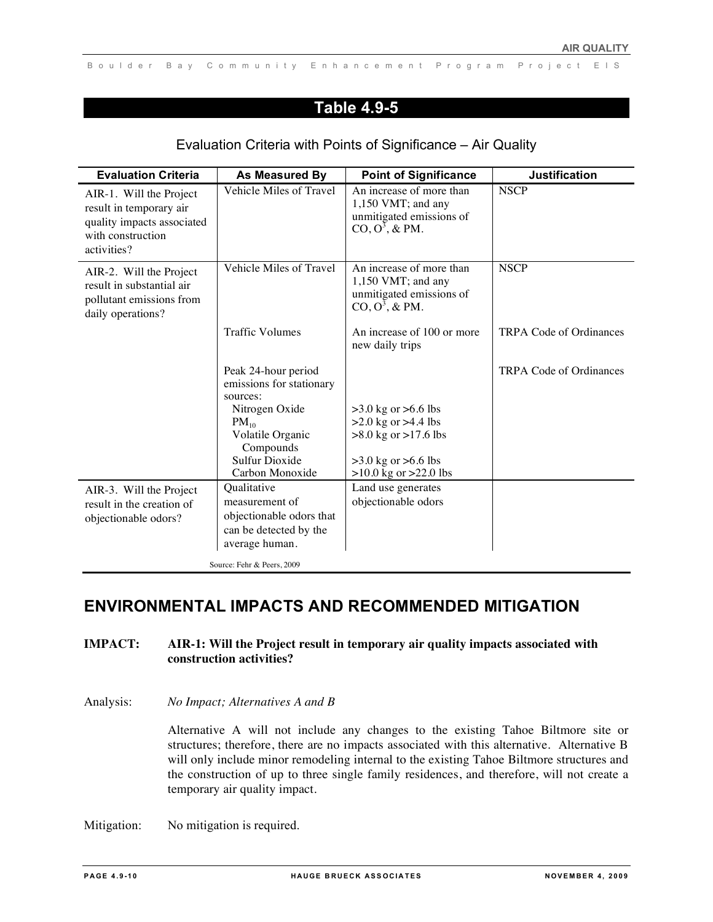## Table 4.9-5

Evaluation Criteria with Points of Significance – Air Quality

| Evaluation Criteria | As Measured By | Point of Significance | Justification |
|---|---|---|---|
| AIR-1. Will the Project result in temporary air quality impacts associated with construction activities? | Vehicle Miles of Travel | An increase of more than 1,150 VMT; and any unmitigated emissions of CO, $O^3$, & PM. | NSCP |
| AIR-2. Will the Project result in substantial air pollutant emissions from daily operations? | Vehicle Miles of Travel | An increase of more than 1,150 VMT; and any unmitigated emissions of CO, $O^3$, & PM. | NSCP |
| | Traffic Volumes | An increase of 100 or more new daily trips | TRPA Code of Ordinances |
| | Peak 24-hour period emissions for stationary sources: | | TRPA Code of Ordinances |
| | Nitrogen Oxide | >3.0 kg or >6.6 lbs | |
| | $PM_{10}$ | >2.0 kg or >4.4 lbs | |
| | Volatile Organic Compounds | >8.0 kg or >17.6 lbs | |
| | Sulfur Dioxide | >3.0 kg or >6.6 lbs | |
| | Carbon Monoxide | >10.0 kg or >22.0 lbs | |
| AIR-3. Will the Project result in the creation of objectionable odors? | Qualitative measurement of objectionable odors that can be detected by the average human. | Land use generates objectionable odors | |

Source: Fehr & Peers, 2009

## ENVIRONMENTAL IMPACTS AND RECOMMENDED MITIGATION

**IMPACT: AIR-1: Will the Project result in temporary air quality impacts associated with construction activities?**

Analysis: *No Impact; Alternatives A and B*

Alternative A will not include any changes to the existing Tahoe Biltmore site or structures; therefore, there are no impacts associated with this alternative. Alternative B will only include minor remodeling internal to the existing Tahoe Biltmore structures and the construction of up to three single family residences, and therefore, will not create a temporary air quality impact.

Mitigation: No mitigation is required.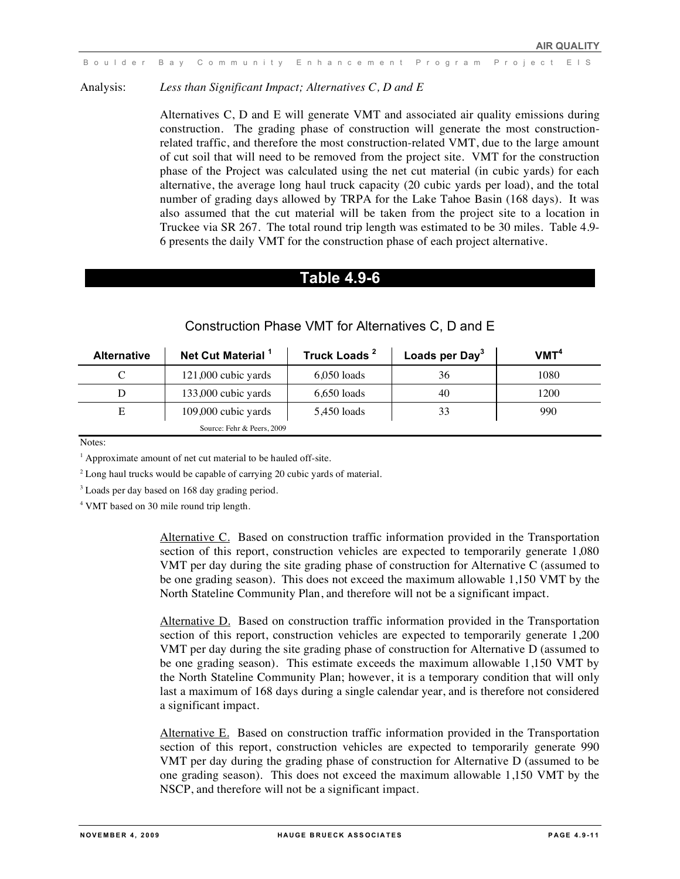Analysis: *Less than Significant Impact; Alternatives C, D and E*

Alternatives C, D and E will generate VMT and associated air quality emissions during construction. The grading phase of construction will generate the most construction-related traffic, and therefore the most construction-related VMT, due to the large amount of cut soil that will need to be removed from the project site. VMT for the construction phase of the Project was calculated using the net cut material (in cubic yards) for each alternative, the average long haul truck capacity (20 cubic yards per load), and the total number of grading days allowed by TRPA for the Lake Tahoe Basin (168 days). It was also assumed that the cut material will be taken from the project site to a location in Truckee via SR 267. The total round trip length was estimated to be 30 miles. Table 4.9-6 presents the daily VMT for the construction phase of each project alternative.

## Table 4.9-6

### Construction Phase VMT for Alternatives C, D and E

| Alternative | Net Cut Material [1] | Truck Loads [2] | Loads per Day[3] | VMT[4] |
|---|---|---|---|---|
| C | 121,000 cubic yards | 6,050 loads | 36 | 1080 |
| D | 133,000 cubic yards | 6,650 loads | 40 | 1200 |
| E | 109,000 cubic yards | 5,450 loads | 33 | 990 |

Source: Fehr & Peers, 2009

Notes:

[1] Approximate amount of net cut material to be hauled off-site.

[2] Long haul trucks would be capable of carrying 20 cubic yards of material.

[3] Loads per day based on 168 day grading period.

[4] VMT based on 30 mile round trip length.

Alternative C. Based on construction traffic information provided in the Transportation section of this report, construction vehicles are expected to temporarily generate 1,080 VMT per day during the site grading phase of construction for Alternative C (assumed to be one grading season). This does not exceed the maximum allowable 1,150 VMT by the North Stateline Community Plan, and therefore will not be a significant impact.

Alternative D. Based on construction traffic information provided in the Transportation section of this report, construction vehicles are expected to temporarily generate 1,200 VMT per day during the site grading phase of construction for Alternative D (assumed to be one grading season). This estimate exceeds the maximum allowable 1,150 VMT by the North Stateline Community Plan; however, it is a temporary condition that will only last a maximum of 168 days during a single calendar year, and is therefore not considered a significant impact.

Alternative E. Based on construction traffic information provided in the Transportation section of this report, construction vehicles are expected to temporarily generate 990 VMT per day during the grading phase of construction for Alternative D (assumed to be one grading season). This does not exceed the maximum allowable 1,150 VMT by the NSCP, and therefore will not be a significant impact.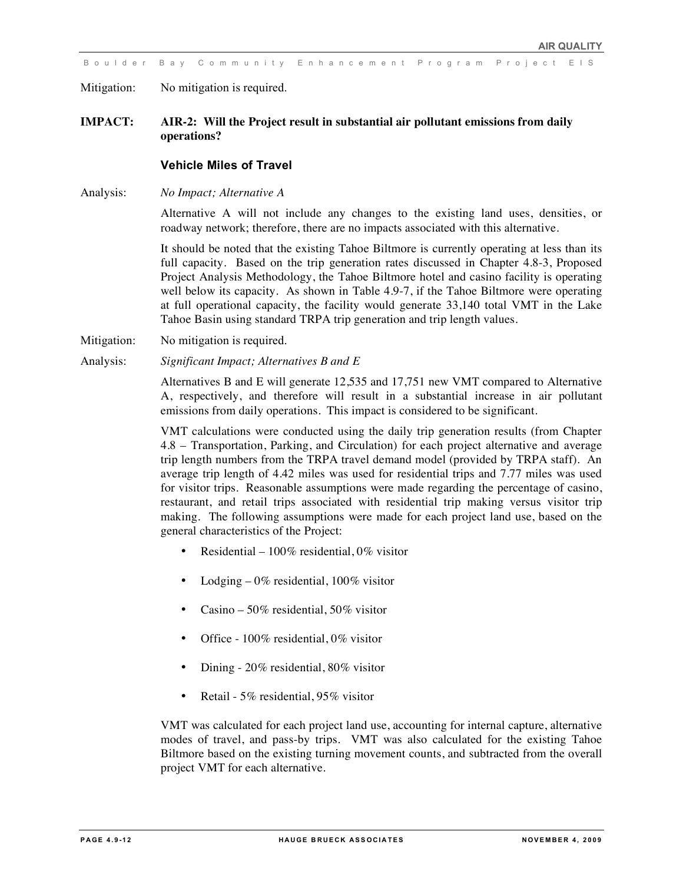Mitigation: No mitigation is required.

**IMPACT: AIR-2: Will the Project result in substantial air pollutant emissions from daily operations?**

### Vehicle Miles of Travel

Analysis: *No Impact; Alternative A*

Alternative A will not include any changes to the existing land uses, densities, or roadway network; therefore, there are no impacts associated with this alternative.

It should be noted that the existing Tahoe Biltmore is currently operating at less than its full capacity. Based on the trip generation rates discussed in Chapter 4.8-3, Proposed Project Analysis Methodology, the Tahoe Biltmore hotel and casino facility is operating well below its capacity. As shown in Table 4.9-7, if the Tahoe Biltmore were operating at full operational capacity, the facility would generate 33,140 total VMT in the Lake Tahoe Basin using standard TRPA trip generation and trip length values.

Mitigation: No mitigation is required.

Analysis: *Significant Impact; Alternatives B and E*

Alternatives B and E will generate 12,535 and 17,751 new VMT compared to Alternative A, respectively, and therefore will result in a substantial increase in air pollutant emissions from daily operations. This impact is considered to be significant.

VMT calculations were conducted using the daily trip generation results (from Chapter 4.8 – Transportation, Parking, and Circulation) for each project alternative and average trip length numbers from the TRPA travel demand model (provided by TRPA staff). An average trip length of 4.42 miles was used for residential trips and 7.77 miles was used for visitor trips. Reasonable assumptions were made regarding the percentage of casino, restaurant, and retail trips associated with residential trip making versus visitor trip making. The following assumptions were made for each project land use, based on the general characteristics of the Project:

- Residential – 100% residential, 0% visitor
- Lodging – 0% residential, 100% visitor
- Casino – 50% residential, 50% visitor
- Office - 100% residential, 0% visitor
- Dining - 20% residential, 80% visitor
- Retail - 5% residential, 95% visitor

VMT was calculated for each project land use, accounting for internal capture, alternative modes of travel, and pass-by trips. VMT was also calculated for the existing Tahoe Biltmore based on the existing turning movement counts, and subtracted from the overall project VMT for each alternative.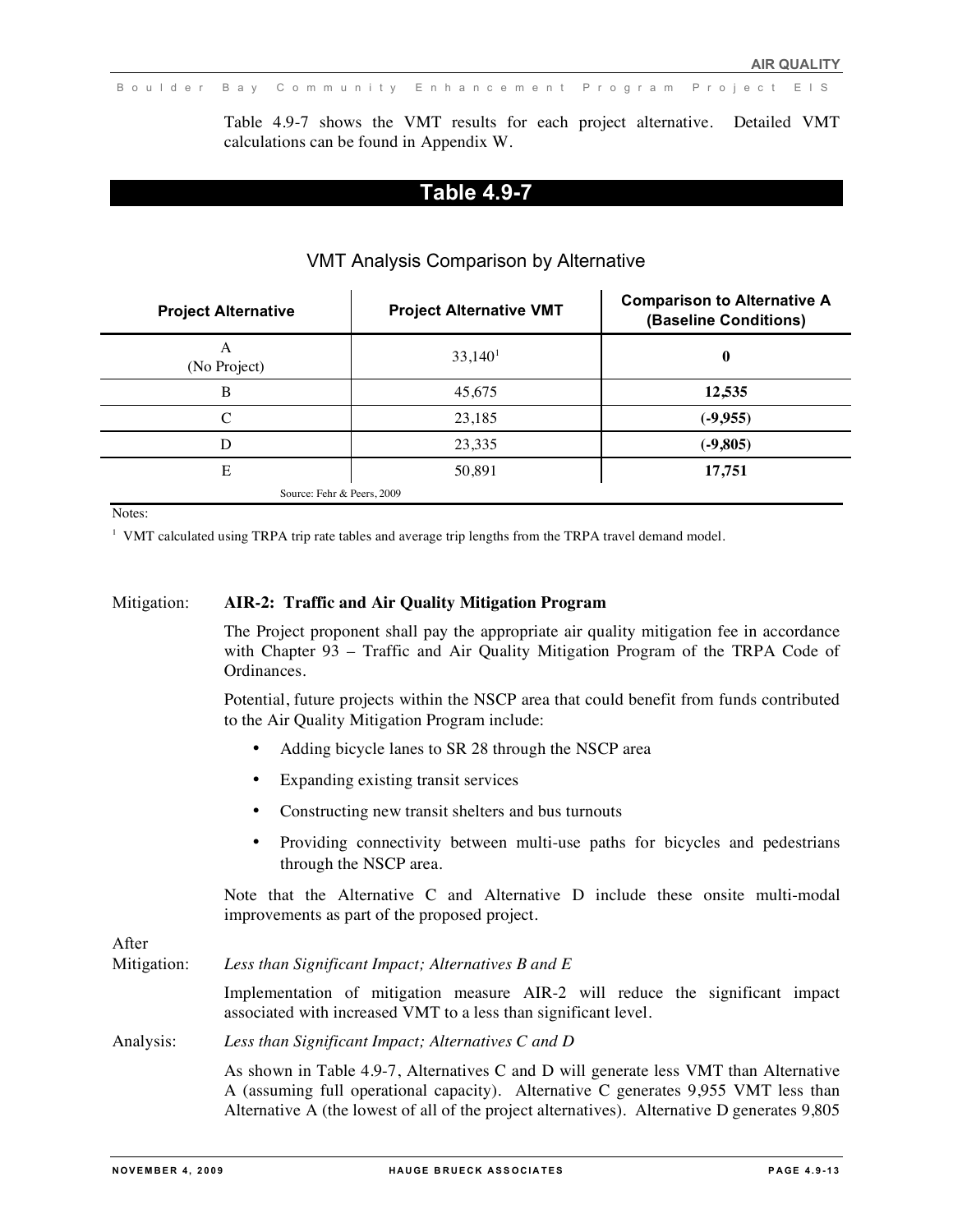Table 4.9-7 shows the VMT results for each project alternative. Detailed VMT calculations can be found in Appendix W.

## Table 4.9-7

### VMT Analysis Comparison by Alternative

| Project Alternative | Project Alternative VMT | Comparison to Alternative A (Baseline Conditions) |
|---|---|---|
| A (No Project) | 33,140[1] | **0** |
| B | 45,675 | **12,535** |
| C | 23,185 | **(-9,955)** |
| D | 23,335 | **(-9,805)** |
| E | 50,891 | **17,751** |

Source: Fehr & Peers, 2009

Notes:

[1] VMT calculated using TRPA trip rate tables and average trip lengths from the TRPA travel demand model.

Mitigation: **AIR-2: Traffic and Air Quality Mitigation Program**

The Project proponent shall pay the appropriate air quality mitigation fee in accordance with Chapter 93 – Traffic and Air Quality Mitigation Program of the TRPA Code of Ordinances.

Potential, future projects within the NSCP area that could benefit from funds contributed to the Air Quality Mitigation Program include:

- Adding bicycle lanes to SR 28 through the NSCP area
- Expanding existing transit services
- Constructing new transit shelters and bus turnouts
- Providing connectivity between multi-use paths for bicycles and pedestrians through the NSCP area.

Note that the Alternative C and Alternative D include these onsite multi-modal improvements as part of the proposed project.

After Mitigation: *Less than Significant Impact; Alternatives B and E*

Implementation of mitigation measure AIR-2 will reduce the significant impact associated with increased VMT to a less than significant level.

Analysis: *Less than Significant Impact; Alternatives C and D*

As shown in Table 4.9-7, Alternatives C and D will generate less VMT than Alternative A (assuming full operational capacity). Alternative C generates 9,955 VMT less than Alternative A (the lowest of all of the project alternatives). Alternative D generates 9,805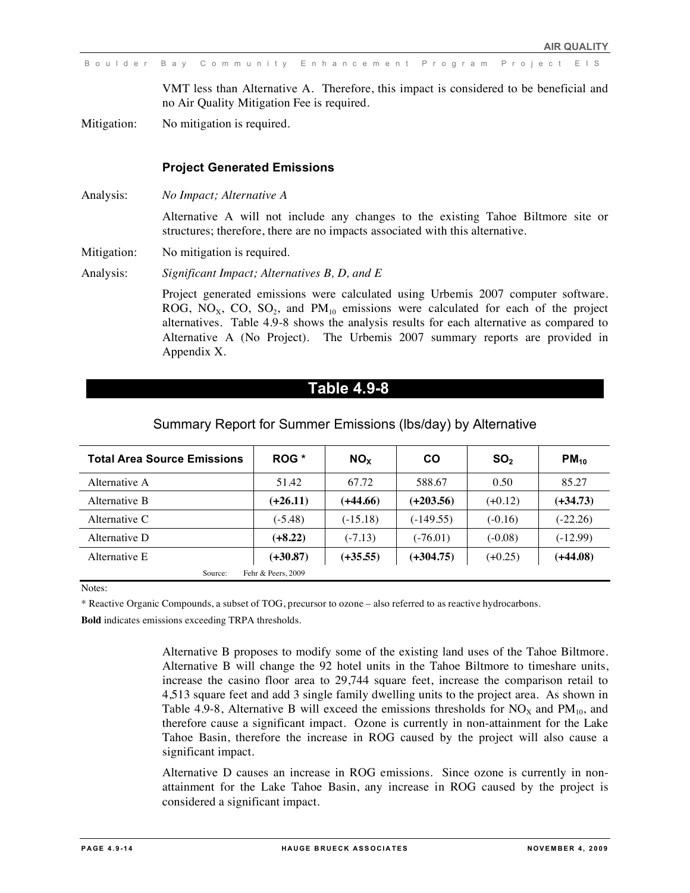VMT less than Alternative A. Therefore, this impact is considered to be beneficial and no Air Quality Mitigation Fee is required.

Mitigation: No mitigation is required.

### Project Generated Emissions

Analysis: *No Impact; Alternative A*

Alternative A will not include any changes to the existing Tahoe Biltmore site or structures; therefore, there are no impacts associated with this alternative.

Mitigation: No mitigation is required.

Analysis: *Significant Impact; Alternatives B, D, and E*

Project generated emissions were calculated using Urbemis 2007 computer software. ROG, $NO_X$, CO, $SO_2$, and $PM_{10}$ emissions were calculated for each of the project alternatives. Table 4.9-8 shows the analysis results for each alternative as compared to Alternative A (No Project). The Urbemis 2007 summary reports are provided in Appendix X.

## Table 4.9-8

Summary Report for Summer Emissions (lbs/day) by Alternative

| Total Area Source Emissions | ROG * | $NO_X$ | CO | $SO_2$ | $PM_{10}$ |
|---|---|---|---|---|---|
| Alternative A | 51.42 | 67.72 | 588.67 | 0.50 | 85.27 |
| Alternative B | **(+26.11)** | **(+44.66)** | **(+203.56)** | (+0.12) | **(+34.73)** |
| Alternative C | (-5.48) | (-15.18) | (-149.55) | (-0.16) | (-22.26) |
| Alternative D | **(+8.22)** | (-7.13) | (-76.01) | (-0.08) | (-12.99) |
| Alternative E | **(+30.87)** | **(+35.55)** | **(+304.75)** | (+0.25) | **(+44.08)** |

Source: Fehr & Peers, 2009

Notes:

* Reactive Organic Compounds, a subset of TOG, precursor to ozone – also referred to as reactive hydrocarbons.

**Bold** indicates emissions exceeding TRPA thresholds.

Alternative B proposes to modify some of the existing land uses of the Tahoe Biltmore. Alternative B will change the 92 hotel units in the Tahoe Biltmore to timeshare units, increase the casino floor area to 29,744 square feet, increase the comparison retail to 4,513 square feet and add 3 single family dwelling units to the project area. As shown in Table 4.9-8, Alternative B will exceed the emissions thresholds for $NO_X$ and $PM_{10}$, and therefore cause a significant impact. Ozone is currently in non-attainment for the Lake Tahoe Basin, therefore the increase in ROG caused by the project will also cause a significant impact.

Alternative D causes an increase in ROG emissions. Since ozone is currently in non-attainment for the Lake Tahoe Basin, any increase in ROG caused by the project is considered a significant impact.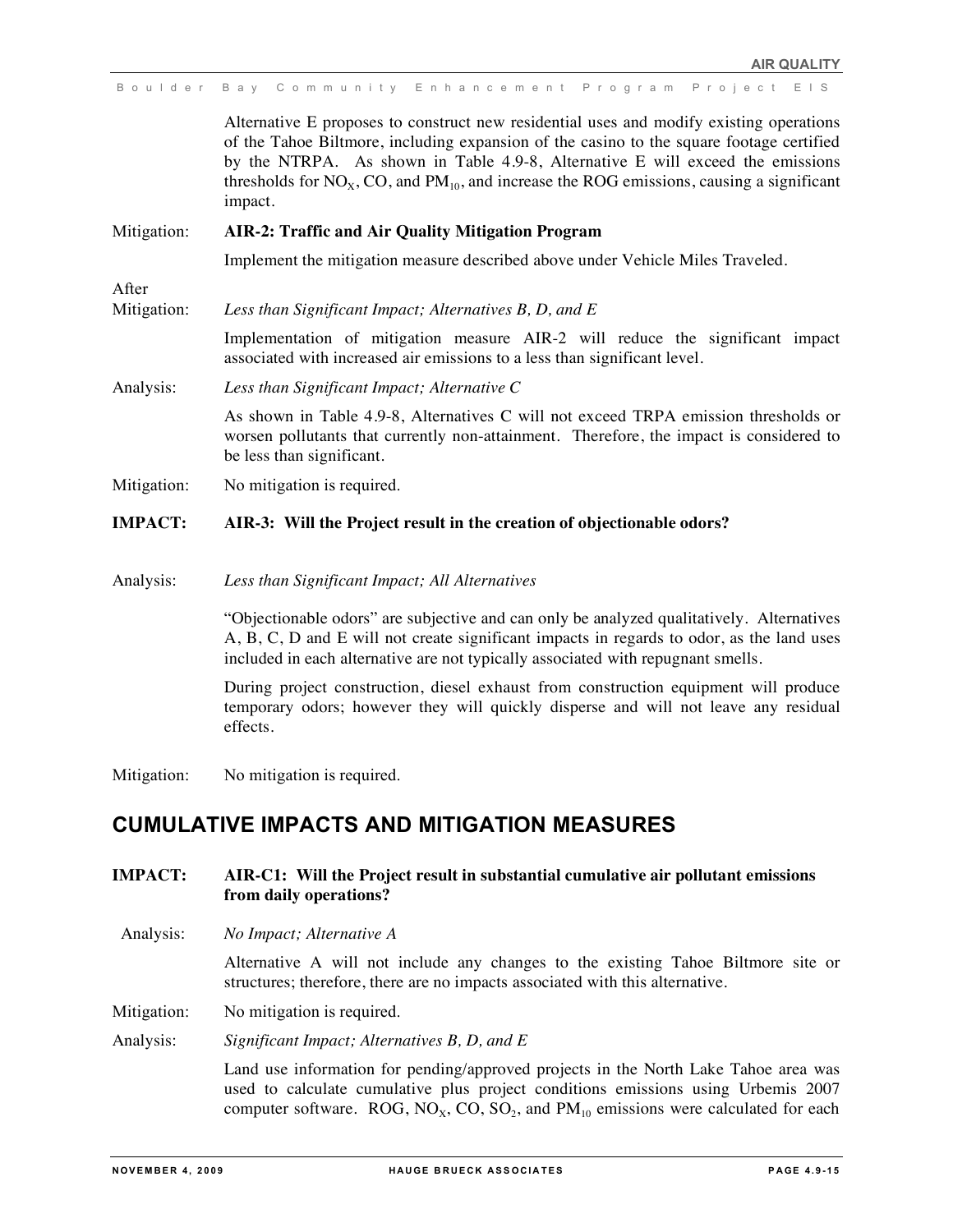Alternative E proposes to construct new residential uses and modify existing operations of the Tahoe Biltmore, including expansion of the casino to the square footage certified by the NTRPA. As shown in Table 4.9-8, Alternative E will exceed the emissions thresholds for $NO_X$, CO, and $PM_{10}$, and increase the ROG emissions, causing a significant impact.

Mitigation: **AIR-2: Traffic and Air Quality Mitigation Program**

Implement the mitigation measure described above under Vehicle Miles Traveled.

After Mitigation: *Less than Significant Impact; Alternatives B, D, and E*

Implementation of mitigation measure AIR-2 will reduce the significant impact associated with increased air emissions to a less than significant level.

Analysis: *Less than Significant Impact; Alternative C*

As shown in Table 4.9-8, Alternatives C will not exceed TRPA emission thresholds or worsen pollutants that currently non-attainment. Therefore, the impact is considered to be less than significant.

Mitigation: No mitigation is required.

**IMPACT: AIR-3: Will the Project result in the creation of objectionable odors?**

Analysis: *Less than Significant Impact; All Alternatives*

"Objectionable odors" are subjective and can only be analyzed qualitatively. Alternatives A, B, C, D and E will not create significant impacts in regards to odor, as the land uses included in each alternative are not typically associated with repugnant smells.

During project construction, diesel exhaust from construction equipment will produce temporary odors; however they will quickly disperse and will not leave any residual effects.

Mitigation: No mitigation is required.

## CUMULATIVE IMPACTS AND MITIGATION MEASURES

**IMPACT: AIR-C1: Will the Project result in substantial cumulative air pollutant emissions from daily operations?**

Analysis: *No Impact; Alternative A*

Alternative A will not include any changes to the existing Tahoe Biltmore site or structures; therefore, there are no impacts associated with this alternative.

Mitigation: No mitigation is required.

Analysis: *Significant Impact; Alternatives B, D, and E*

Land use information for pending/approved projects in the North Lake Tahoe area was used to calculate cumulative plus project conditions emissions using Urbemis 2007 computer software. ROG, $NO_X$, CO, $SO_2$, and $PM_{10}$ emissions were calculated for each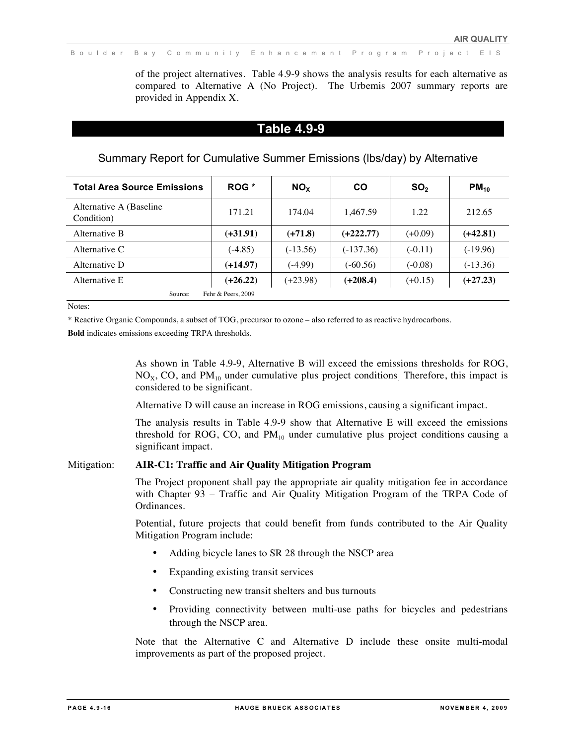of the project alternatives. Table 4.9-9 shows the analysis results for each alternative as compared to Alternative A (No Project). The Urbemis 2007 summary reports are provided in Appendix X.

## Table 4.9-9

### Summary Report for Cumulative Summer Emissions (lbs/day) by Alternative

| Total Area Source Emissions | ROG * | $NO_X$ | CO | $SO_2$ | $PM_{10}$ |
|---|---|---|---|---|---|
| Alternative A (Baseline Condition) | 171.21 | 174.04 | 1,467.59 | 1.22 | 212.65 |
| Alternative B | **(+31.91)** | **(+71.8)** | **(+222.77)** | (+0.09) | **(+42.81)** |
| Alternative C | (-4.85) | (-13.56) | (-137.36) | (-0.11) | (-19.96) |
| Alternative D | **(+14.97)** | (-4.99) | (-60.56) | (-0.08) | (-13.36) |
| Alternative E | **(+26.22)** | (+23.98) | **(+208.4)** | (+0.15) | **(+27.23)** |

Source: Fehr & Peers, 2009

Notes:

* Reactive Organic Compounds, a subset of TOG, precursor to ozone – also referred to as reactive hydrocarbons.

**Bold** indicates emissions exceeding TRPA thresholds.

As shown in Table 4.9-9, Alternative B will exceed the emissions thresholds for ROG, $NO_X$, CO, and $PM_{10}$ under cumulative plus project conditions. Therefore, this impact is considered to be significant.

Alternative D will cause an increase in ROG emissions, causing a significant impact.

The analysis results in Table 4.9-9 show that Alternative E will exceed the emissions threshold for ROG, CO, and $PM_{10}$ under cumulative plus project conditions causing a significant impact.

Mitigation: **AIR-C1: Traffic and Air Quality Mitigation Program**

The Project proponent shall pay the appropriate air quality mitigation fee in accordance with Chapter 93 – Traffic and Air Quality Mitigation Program of the TRPA Code of Ordinances.

Potential, future projects that could benefit from funds contributed to the Air Quality Mitigation Program include:

- Adding bicycle lanes to SR 28 through the NSCP area
- Expanding existing transit services
- Constructing new transit shelters and bus turnouts
- Providing connectivity between multi-use paths for bicycles and pedestrians through the NSCP area.

Note that the Alternative C and Alternative D include these onsite multi-modal improvements as part of the proposed project.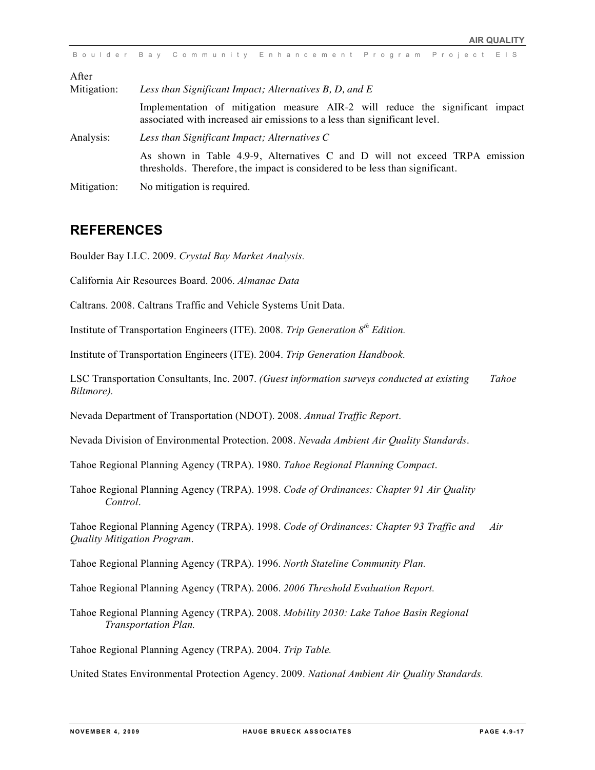| | |
|---|---|
| After Mitigation: | *Less than Significant Impact; Alternatives B, D, and E* |
| | Implementation of mitigation measure AIR-2 will reduce the significant impact associated with increased air emissions to a less than significant level. |
| Analysis: | *Less than Significant Impact; Alternatives C* |
| | As shown in Table 4.9-9, Alternatives C and D will not exceed TRPA emission thresholds. Therefore, the impact is considered to be less than significant. |
| Mitigation: | No mitigation is required. |

## REFERENCES

Boulder Bay LLC. 2009. *Crystal Bay Market Analysis.*

California Air Resources Board. 2006. *Almanac Data*

Caltrans. 2008. Caltrans Traffic and Vehicle Systems Unit Data.

Institute of Transportation Engineers (ITE). 2008. *Trip Generation 8th Edition.*

Institute of Transportation Engineers (ITE). 2004. *Trip Generation Handbook.*

LSC Transportation Consultants, Inc. 2007. *(Guest information surveys conducted at existing Tahoe Biltmore).*

Nevada Department of Transportation (NDOT). 2008. *Annual Traffic Report*.

Nevada Division of Environmental Protection. 2008. *Nevada Ambient Air Quality Standards*.

Tahoe Regional Planning Agency (TRPA). 1980. *Tahoe Regional Planning Compact*.

Tahoe Regional Planning Agency (TRPA). 1998. *Code of Ordinances: Chapter 91 Air Quality Control*.

Tahoe Regional Planning Agency (TRPA). 1998. *Code of Ordinances: Chapter 93 Traffic and Air Quality Mitigation Program*.

Tahoe Regional Planning Agency (TRPA). 1996. *North Stateline Community Plan.*

Tahoe Regional Planning Agency (TRPA). 2006. *2006 Threshold Evaluation Report.*

Tahoe Regional Planning Agency (TRPA). 2008. *Mobility 2030: Lake Tahoe Basin Regional Transportation Plan.*

Tahoe Regional Planning Agency (TRPA). 2004. *Trip Table.*

United States Environmental Protection Agency. 2009. *National Ambient Air Quality Standards.*